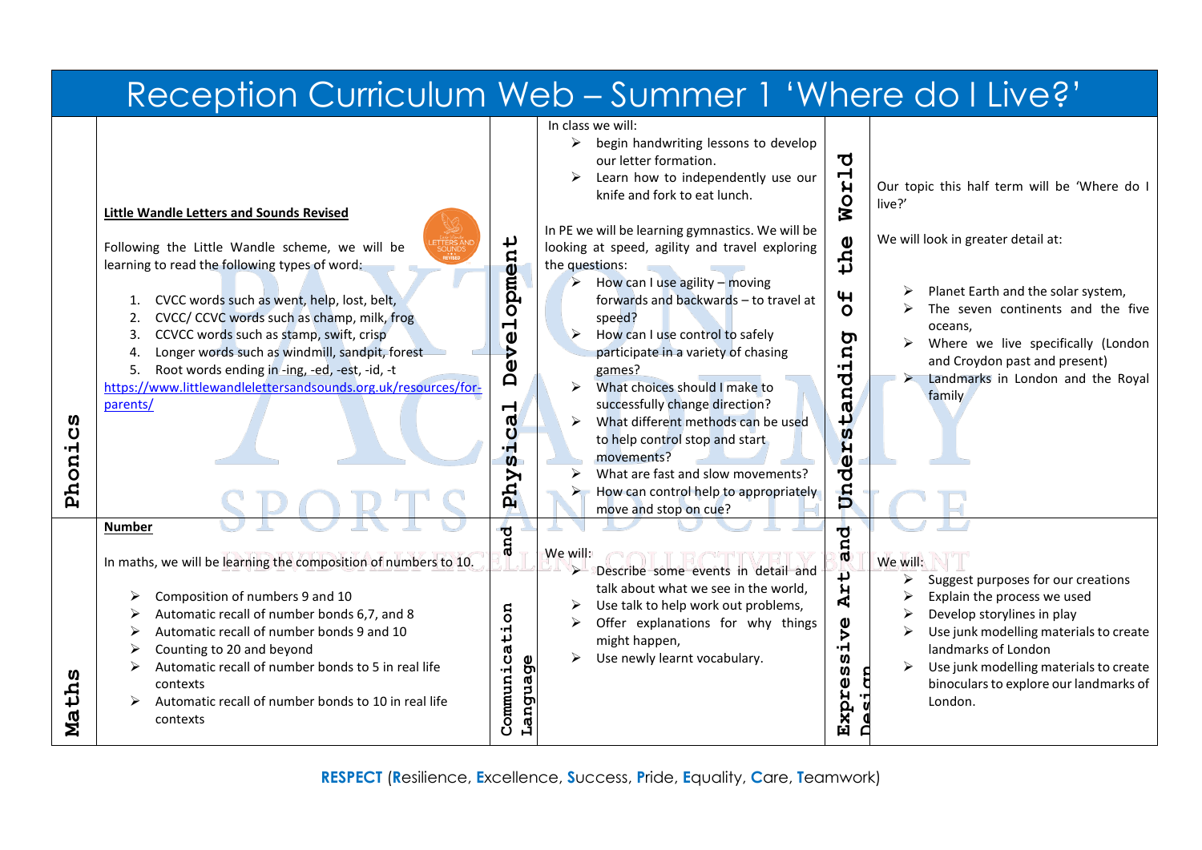# Reception Curriculum Web – Summer 1 'Where do I Live?'

## Phonics

**Little Wandle Letters and Sounds Revised**

Following the Little Wandle scheme, we will be learning to read the following types of word:

1. CVCC words such as went, help, lost, belt,
2. CVCC/ CCVC words such as champ, milk, frog
3. CCVCC words such as stamp, swift, crisp
4. Longer words such as windmill, sandpit, forest
5. Root words ending in -ing, -ed, -est, -id, -t

https://www.littlewandlelettersandsounds.org.uk/resources/for-parents/

## Physical Development

In class we will:

- begin handwriting lessons to develop our letter formation.
- Learn how to independently use our knife and fork to eat lunch.

In PE we will be learning gymnastics. We will be looking at speed, agility and travel exploring the questions:

- How can I use agility – moving forwards and backwards – to travel at speed?
- How can I use control to safely participate in a variety of chasing games?
- What choices should I make to successfully change direction?
- What different methods can be used to help control stop and start movements?
- What are fast and slow movements?
- How can control help to appropriately move and stop on cue?

## Understanding of the World

Our topic this half term will be 'Where do I live?'

We will look in greater detail at:

- Planet Earth and the solar system,
- The seven continents and the five oceans,
- Where we live specifically (London and Croydon past and present)
- Landmarks in London and the Royal family

## Maths

**Number**

In maths, we will be learning the composition of numbers to 10.

- Composition of numbers 9 and 10
- Automatic recall of number bonds 6,7, and 8
- Automatic recall of number bonds 9 and 10
- Counting to 20 and beyond
- Automatic recall of number bonds to 5 in real life contexts
- Automatic recall of number bonds to 10 in real life contexts

## Communication and Language

We will:

- Describe some events in detail and talk about what we see in the world,
- Use talk to help work out problems,
- Offer explanations for why things might happen,
- Use newly learnt vocabulary.

## Expressive Art and Design

We will:

- Suggest purposes for our creations
- Explain the process we used
- Develop storylines in play
- Use junk modelling materials to create landmarks of London
- Use junk modelling materials to create binoculars to explore our landmarks of London.

**RESPECT** (**R**esilience, **E**xcellence, **S**uccess, **P**ride, **E**quality, **C**are, **T**eamwork)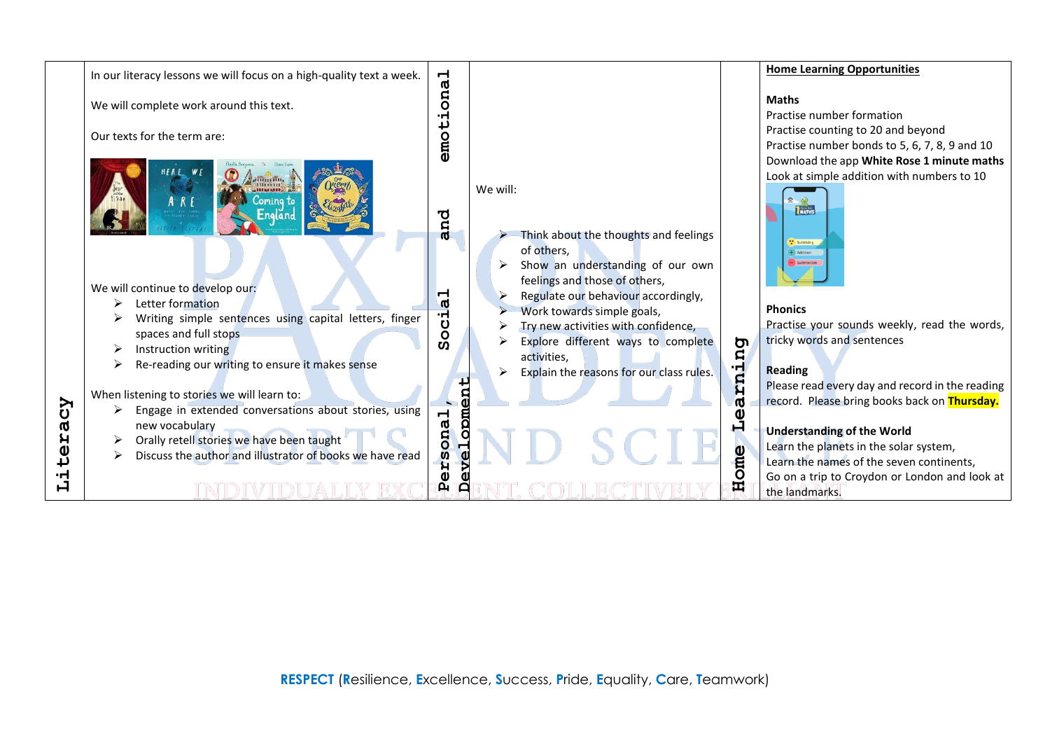| | | | | | |
|---|---|---|---|---|---|
| **Literacy** | In our literacy lessons we will focus on a high-quality text a week.<br><br>We will complete work around this text.<br><br>Our texts for the term are:<br><br>We will continue to develop our:<br>➢ Letter formation<br>➢ Writing simple sentences using capital letters, finger spaces and full stops<br>➢ Instruction writing<br>➢ Re-reading our writing to ensure it makes sense<br><br>When listening to stories we will learn to:<br>➢ Engage in extended conversations about stories, using new vocabulary<br>➢ Orally retell stories we have been taught<br>➢ Discuss the author and illustrator of books we have read | **Personal, Social and emotional Development** | We will:<br><br>➢ Think about the thoughts and feelings of others,<br>➢ Show an understanding of our own feelings and those of others,<br>➢ Regulate our behaviour accordingly,<br>➢ Work towards simple goals,<br>➢ Try new activities with confidence,<br>➢ Explore different ways to complete activities,<br>➢ Explain the reasons for our class rules. | **Home Learning** | **Home Learning Opportunities**<br><br>**Maths**<br>Practise number formation<br>Practise counting to 20 and beyond<br>Practise number bonds to 5, 6, 7, 8, 9 and 10<br>Download the app **White Rose 1 minute maths**<br>Look at simple addition with numbers to 10<br><br>**Phonics**<br>Practise your sounds weekly, read the words, tricky words and sentences<br><br>**Reading**<br>Please read every day and record in the reading record. Please bring books back on **Thursday.**<br><br>**Understanding of the World**<br>Learn the planets in the solar system,<br>Learn the names of the seven continents,<br>Go on a trip to Croydon or London and look at the landmarks. |

**RESPECT** (**R**esilience, **E**xcellence, **S**uccess, **P**ride, **E**quality, **C**are, **T**eamwork)